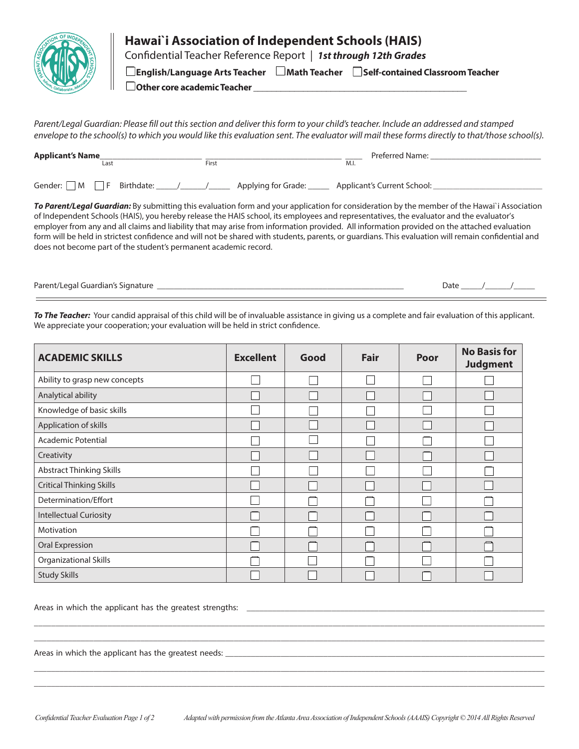# Hawai`i Association of Independent Schools (HAIS)

Confidential Teacher Reference Report | ***1st through 12th Grades***

☐ **English/Language Arts Teacher** ☐ **Math Teacher** ☐ **Self-contained Classroom Teacher**

☐ **Other core academic Teacher** ________________________________________________

*Parent/Legal Guardian: Please fill out this section and deliver this form to your child's teacher. Include an addressed and stamped envelope to the school(s) to which you would like this evaluation sent. The evaluator will mail these forms directly to that/those school(s).*

**Applicant's Name**________________________ ________________________________ ____ Preferred Name: __________________________
Last First M.I.

Gender: ☐ M ☐ F Birthdate: _____/______/_____ Applying for Grade: _____ Applicant's Current School: _________________________

***To Parent/Legal Guardian:*** By submitting this evaluation form and your application for consideration by the member of the Hawai`i Association of Independent Schools (HAIS), you hereby release the HAIS school, its employees and representatives, the evaluator and the evaluator's employer from any and all claims and liability that may arise from information provided. All information provided on the attached evaluation form will be held in strictest confidence and will not be shared with students, parents, or guardians. This evaluation will remain confidential and does not become part of the student's permanent academic record.

Parent/Legal Guardian's Signature ___________________________________________________________ Date _____/______/_____

***To The Teacher:*** Your candid appraisal of this child will be of invaluable assistance in giving us a complete and fair evaluation of this applicant. We appreciate your cooperation; your evaluation will be held in strict confidence.

| ACADEMIC SKILLS | Excellent | Good | Fair | Poor | No Basis for Judgment |
|---|---|---|---|---|---|
| Ability to grasp new concepts | ☐ | ☐ | ☐ | ☐ | ☐ |
| Analytical ability | ☐ | ☐ | ☐ | ☐ | ☐ |
| Knowledge of basic skills | ☐ | ☐ | ☐ | ☐ | ☐ |
| Application of skills | ☐ | ☐ | ☐ | ☐ | ☐ |
| Academic Potential | ☐ | ☐ | ☐ | ☐ | ☐ |
| Creativity | ☐ | ☐ | ☐ | ☐ | ☐ |
| Abstract Thinking Skills | ☐ | ☐ | ☐ | ☐ | ☐ |
| Critical Thinking Skills | ☐ | ☐ | ☐ | ☐ | ☐ |
| Determination/Effort | ☐ | ☐ | ☐ | ☐ | ☐ |
| Intellectual Curiosity | ☐ | ☐ | ☐ | ☐ | ☐ |
| Motivation | ☐ | ☐ | ☐ | ☐ | ☐ |
| Oral Expression | ☐ | ☐ | ☐ | ☐ | ☐ |
| Organizational Skills | ☐ | ☐ | ☐ | ☐ | ☐ |
| Study Skills | ☐ | ☐ | ☐ | ☐ | ☐ |

Areas in which the applicant has the greatest strengths: ______________________________________________________________________

_____________________________________________________________________________________________________________

_____________________________________________________________________________________________________________

Areas in which the applicant has the greatest needs: __________________________________________________________________________

_____________________________________________________________________________________________________________

_____________________________________________________________________________________________________________

*Adapted with permission from the Atlanta Area Association of Independent Schools (AAAIS) Copyright © 2014 All Rights Reserved*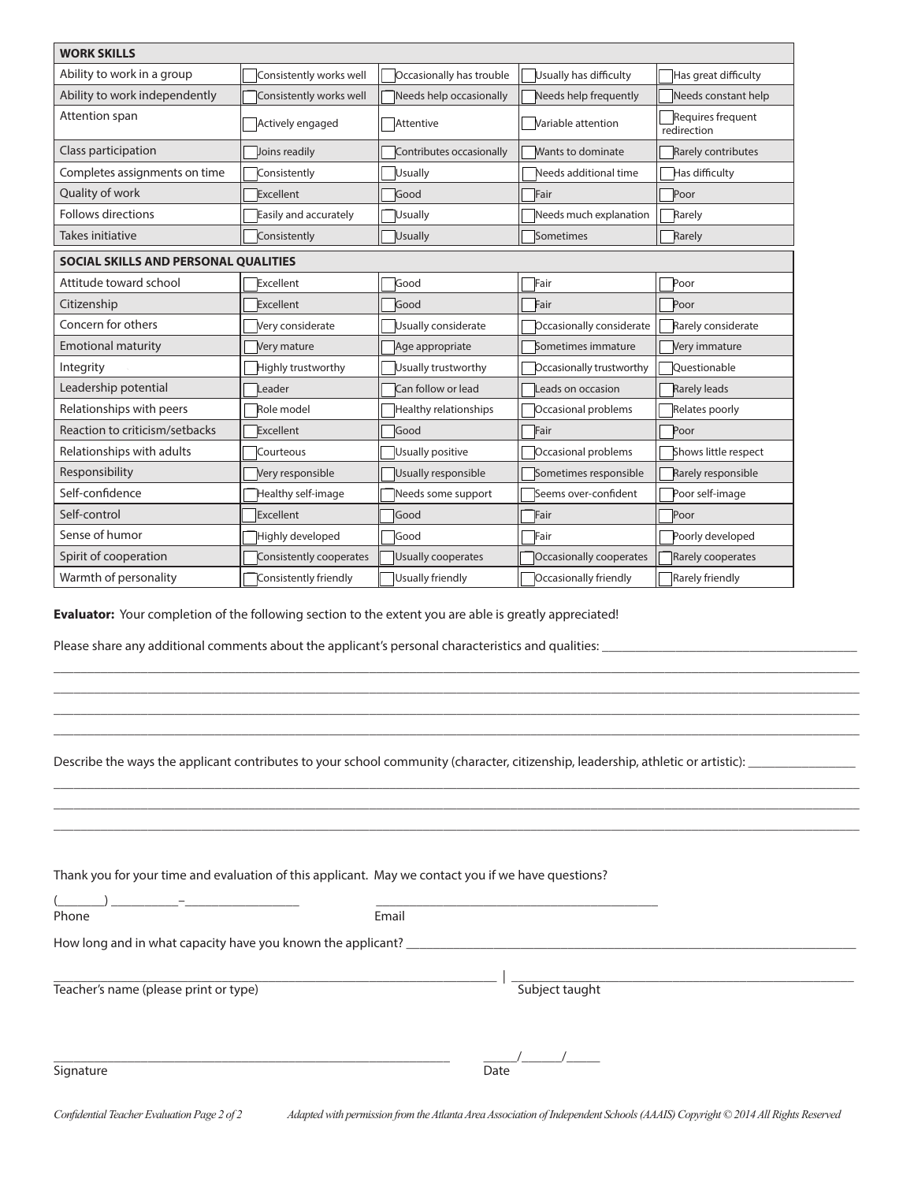| WORK SKILLS | | | | |
|---|---|---|---|---|
| Ability to work in a group | ☐ Consistently works well | ☐ Occasionally has trouble | ☐ Usually has difficulty | ☐ Has great difficulty |
| Ability to work independently | ☐ Consistently works well | ☐ Needs help occasionally | ☐ Needs help frequently | ☐ Needs constant help |
| Attention span | ☐ Actively engaged | ☐ Attentive | ☐ Variable attention | ☐ Requires frequent redirection |
| Class participation | ☐ Joins readily | ☐ Contributes occasionally | ☐ Wants to dominate | ☐ Rarely contributes |
| Completes assignments on time | ☐ Consistently | ☐ Usually | ☐ Needs additional time | ☐ Has difficulty |
| Quality of work | ☐ Excellent | ☐ Good | ☐ Fair | ☐ Poor |
| Follows directions | ☐ Easily and accurately | ☐ Usually | ☐ Needs much explanation | ☐ Rarely |
| Takes initiative | ☐ Consistently | ☐ Usually | ☐ Sometimes | ☐ Rarely |
| **SOCIAL SKILLS AND PERSONAL QUALITIES** | | | | |
| Attitude toward school | ☐ Excellent | ☐ Good | ☐ Fair | ☐ Poor |
| Citizenship | ☐ Excellent | ☐ Good | ☐ Fair | ☐ Poor |
| Concern for others | ☐ Very considerate | ☐ Usually considerate | ☐ Occasionally considerate | ☐ Rarely considerate |
| Emotional maturity | ☐ Very mature | ☐ Age appropriate | ☐ Sometimes immature | ☐ Very immature |
| Integrity | ☐ Highly trustworthy | ☐ Usually trustworthy | ☐ Occasionally trustworthy | ☐ Questionable |
| Leadership potential | ☐ Leader | ☐ Can follow or lead | ☐ Leads on occasion | ☐ Rarely leads |
| Relationships with peers | ☐ Role model | ☐ Healthy relationships | ☐ Occasional problems | ☐ Relates poorly |
| Reaction to criticism/setbacks | ☐ Excellent | ☐ Good | ☐ Fair | ☐ Poor |
| Relationships with adults | ☐ Courteous | ☐ Usually positive | ☐ Occasional problems | ☐ Shows little respect |
| Responsibility | ☐ Very responsible | ☐ Usually responsible | ☐ Sometimes responsible | ☐ Rarely responsible |
| Self-confidence | ☐ Healthy self-image | ☐ Needs some support | ☐ Seems over-confident | ☐ Poor self-image |
| Self-control | ☐ Excellent | ☐ Good | ☐ Fair | ☐ Poor |
| Sense of humor | ☐ Highly developed | ☐ Good | ☐ Fair | ☐ Poorly developed |
| Spirit of cooperation | ☐ Consistently cooperates | ☐ Usually cooperates | ☐ Occasionally cooperates | ☐ Rarely cooperates |
| Warmth of personality | ☐ Consistently friendly | ☐ Usually friendly | ☐ Occasionally friendly | ☐ Rarely friendly |

**Evaluator:** Your completion of the following section to the extent you are able is greatly appreciated!

Please share any additional comments about the applicant's personal characteristics and qualities: ______________________________

________________________________________________________________________________

________________________________________________________________________________

________________________________________________________________________________

________________________________________________________________________________

Describe the ways the applicant contributes to your school community (character, citizenship, leadership, athletic or artistic): ______________

________________________________________________________________________________

________________________________________________________________________________

________________________________________________________________________________

Thank you for your time and evaluation of this applicant. May we contact you if we have questions?

(_______) __________–________________ ______________________________________

Phone Email

How long and in what capacity have you known the applicant? ______________________________________________

______________________________________________ | ______________________________________

Teacher's name (please print or type) Subject taught

______________________________________________ _____/______/_____

Signature Date

*Adapted with permission from the Atlanta Area Association of Independent Schools (AAAIS) Copyright © 2014 All Rights Reserved*